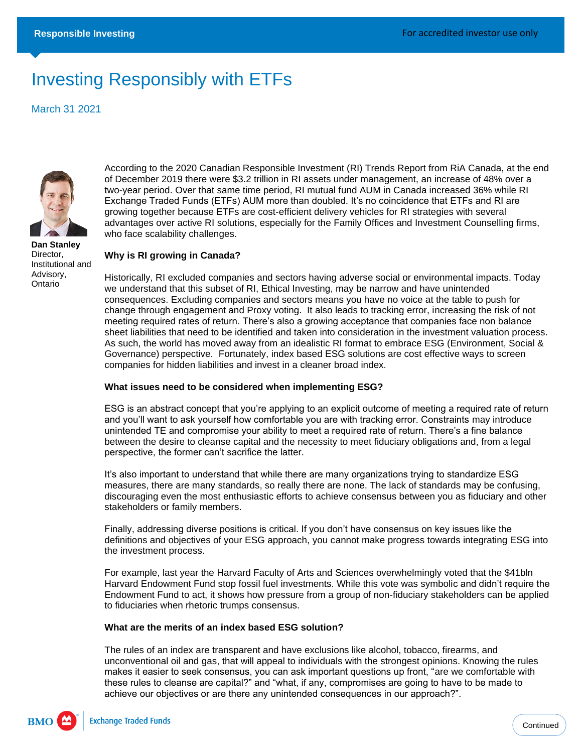Responsible Investing

For accredited investor use only

# Investing Responsibly with ETFs

March 31 2021

**Dan Stanley**
Director, Institutional and Advisory, Ontario

According to the 2020 Canadian Responsible Investment (RI) Trends Report from RiA Canada, at the end of December 2019 there were $3.2 trillion in RI assets under management, an increase of 48% over a two-year period. Over that same time period, RI mutual fund AUM in Canada increased 36% while RI Exchange Traded Funds (ETFs) AUM more than doubled. It's no coincidence that ETFs and RI are growing together because ETFs are cost-efficient delivery vehicles for RI strategies with several advantages over active RI solutions, especially for the Family Offices and Investment Counselling firms, who face scalability challenges.

**Why is RI growing in Canada?**

Historically, RI excluded companies and sectors having adverse social or environmental impacts. Today we understand that this subset of RI, Ethical Investing, may be narrow and have unintended consequences. Excluding companies and sectors means you have no voice at the table to push for change through engagement and Proxy voting. It also leads to tracking error, increasing the risk of not meeting required rates of return. There's also a growing acceptance that companies face non balance sheet liabilities that need to be identified and taken into consideration in the investment valuation process. As such, the world has moved away from an idealistic RI format to embrace ESG (Environment, Social & Governance) perspective. Fortunately, index based ESG solutions are cost effective ways to screen companies for hidden liabilities and invest in a cleaner broad index.

**What issues need to be considered when implementing ESG?**

ESG is an abstract concept that you're applying to an explicit outcome of meeting a required rate of return and you'll want to ask yourself how comfortable you are with tracking error. Constraints may introduce unintended TE and compromise your ability to meet a required rate of return. There's a fine balance between the desire to cleanse capital and the necessity to meet fiduciary obligations and, from a legal perspective, the former can't sacrifice the latter.

It's also important to understand that while there are many organizations trying to standardize ESG measures, there are many standards, so really there are none. The lack of standards may be confusing, discouraging even the most enthusiastic efforts to achieve consensus between you as fiduciary and other stakeholders or family members.

Finally, addressing diverse positions is critical. If you don't have consensus on key issues like the definitions and objectives of your ESG approach, you cannot make progress towards integrating ESG into the investment process.

For example, last year the Harvard Faculty of Arts and Sciences overwhelmingly voted that the $41bln Harvard Endowment Fund stop fossil fuel investments. While this vote was symbolic and didn't require the Endowment Fund to act, it shows how pressure from a group of non-fiduciary stakeholders can be applied to fiduciaries when rhetoric trumps consensus.

**What are the merits of an index based ESG solution?**

The rules of an index are transparent and have exclusions like alcohol, tobacco, firearms, and unconventional oil and gas, that will appeal to individuals with the strongest opinions. Knowing the rules makes it easier to seek consensus, you can ask important questions up front, "are we comfortable with these rules to cleanse are capital?" and "what, if any, compromises are going to have to be made to achieve our objectives or are there any unintended consequences in our approach?".

Continued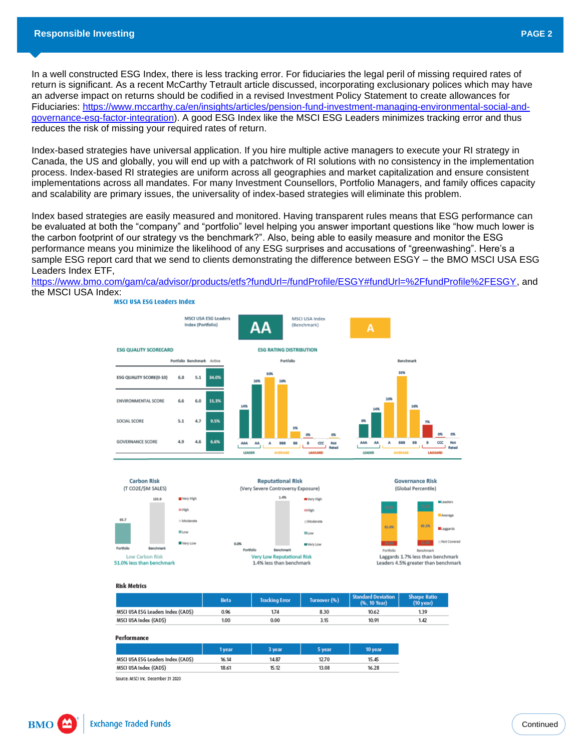In a well constructed ESG Index, there is less tracking error. For fiduciaries the legal peril of missing required rates of return is significant. As a recent McCarthy Tetrault article discussed, incorporating exclusionary polices which may have an adverse impact on returns should be codified in a revised Investment Policy Statement to create allowances for Fiduciaries: https://www.mccarthy.ca/en/insights/articles/pension-fund-investment-managing-environmental-social-and-governance-esg-factor-integration). A good ESG Index like the MSCI ESG Leaders minimizes tracking error and thus reduces the risk of missing your required rates of return.

Index-based strategies have universal application. If you hire multiple active managers to execute your RI strategy in Canada, the US and globally, you will end up with a patchwork of RI solutions with no consistency in the implementation process. Index-based RI strategies are uniform across all geographies and market capitalization and ensure consistent implementations across all mandates. For many Investment Counsellors, Portfolio Managers, and family offices capacity and scalability are primary issues, the universality of index-based strategies will eliminate this problem.

Index based strategies are easily measured and monitored. Having transparent rules means that ESG performance can be evaluated at both the "company" and "portfolio" level helping you answer important questions like "how much lower is the carbon footprint of our strategy vs the benchmark?". Also, being able to easily measure and monitor the ESG performance means you minimize the likelihood of any ESG surprises and accusations of "greenwashing". Here's a sample ESG report card that we send to clients demonstrating the difference between ESGY – the BMO MSCI USA ESG Leaders Index ETF, https://www.bmo.com/gam/ca/advisor/products/etfs?fundUrl=/fundProfile/ESGY#fundUrl=%2FfundProfile%2FESGY, and the MSCI USA Index:

### MSCI USA ESG Leaders Index

MSCI USA ESG Leaders Index (Portfolio): **AA**

MSCI USA Index (Benchmark): **A**

**ESG QUALITY SCORECARD**

| | Portfolio | Benchmark | Active |
|---|---|---|---|
| ESG QUALITY SCORE(0-10) | 6.8 | 5.1 | 34.0% |
| ENVIRONMENTAL SCORE | 6.6 | 6.0 | 11.3% |
| SOCIAL SCORE | 5.1 | 4.7 | 9.5% |
| GOVERNANCE SCORE | 4.9 | 4.6 | 6.6% |

**ESG RATING DISTRIBUTION**

| | AAA | AA | A | BBB | BB | B | CCC | Not Rated |
|---|---|---|---|---|---|---|---|---|
| Portfolio | 14% | 26% | 30% | 26% | 3% | 0% | | 0% |
| Benchmark | 8% | 14% | 20% | 35% | 16% | 7% | 0% | 0% |

LEADER (AAA, AA) · AVERAGE (A, BBB, BB) · LAGGARD (B, CCC)

**Carbon Risk** (T CO2E/$M SALES)
Portfolio: 65.7 · Benchmark: 133.9
Low Carbon Risk
51.0% less than benchmark

**Reputational Risk** (Very Severe Controversy Exposure)
Portfolio: 0.0% · Benchmark: 1.4%
Very Low Reputational Risk
1.4% less than benchmark

**Governance Risk** (Global Percentile)
Portfolio Average: 62.6% · Benchmark Average: 65.3%
Laggards 1.7% less than benchmark
Leaders 4.5% greater than benchmark

**Risk Metrics**

| | Beta | Tracking Error | Turnover (%) | Standard Deviation (%, 10 Year) | Sharpe Ratio (10 year) |
|---|---|---|---|---|---|
| MSCI USA ESG Leaders Index (CAD$) | 0.96 | 1.74 | 8.30 | 10.62 | 1.39 |
| MSCI USA Index (CAD$) | 1.00 | 0.00 | 3.15 | 10.91 | 1.42 |

**Performance**

| | 1 year | 3 year | 5 year | 10 year |
|---|---|---|---|---|
| MSCI USA ESG Leaders Index (CAD$) | 16.14 | 14.87 | 12.70 | 15.45 |
| MSCI USA Index (CAD$) | 18.61 | 15.12 | 13.08 | 16.28 |

Source: MSCI Inc. December 31 2020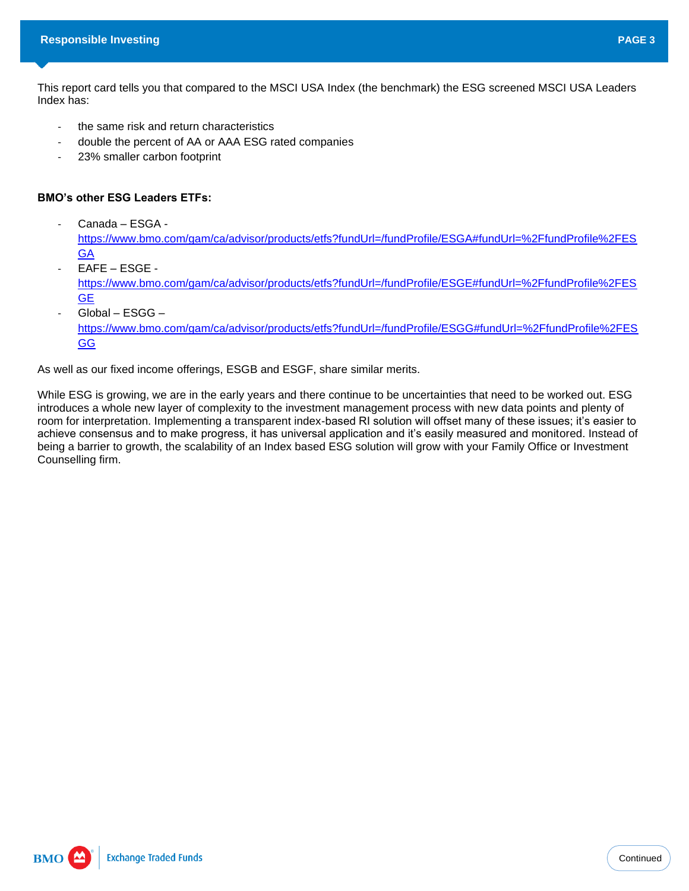This report card tells you that compared to the MSCI USA Index (the benchmark) the ESG screened MSCI USA Leaders Index has:

- the same risk and return characteristics
- double the percent of AA or AAA ESG rated companies
- 23% smaller carbon footprint

**BMO's other ESG Leaders ETFs:**

- Canada – ESGA - https://www.bmo.com/gam/ca/advisor/products/etfs?fundUrl=/fundProfile/ESGA#fundUrl=%2FfundProfile%2FESGA
- EAFE – ESGE - https://www.bmo.com/gam/ca/advisor/products/etfs?fundUrl=/fundProfile/ESGE#fundUrl=%2FfundProfile%2FESGE
- Global – ESGG – https://www.bmo.com/gam/ca/advisor/products/etfs?fundUrl=/fundProfile/ESGG#fundUrl=%2FfundProfile%2FESGG

As well as our fixed income offerings, ESGB and ESGF, share similar merits.

While ESG is growing, we are in the early years and there continue to be uncertainties that need to be worked out. ESG introduces a whole new layer of complexity to the investment management process with new data points and plenty of room for interpretation. Implementing a transparent index-based RI solution will offset many of these issues; it's easier to achieve consensus and to make progress, it has universal application and it's easily measured and monitored. Instead of being a barrier to growth, the scalability of an Index based ESG solution will grow with your Family Office or Investment Counselling firm.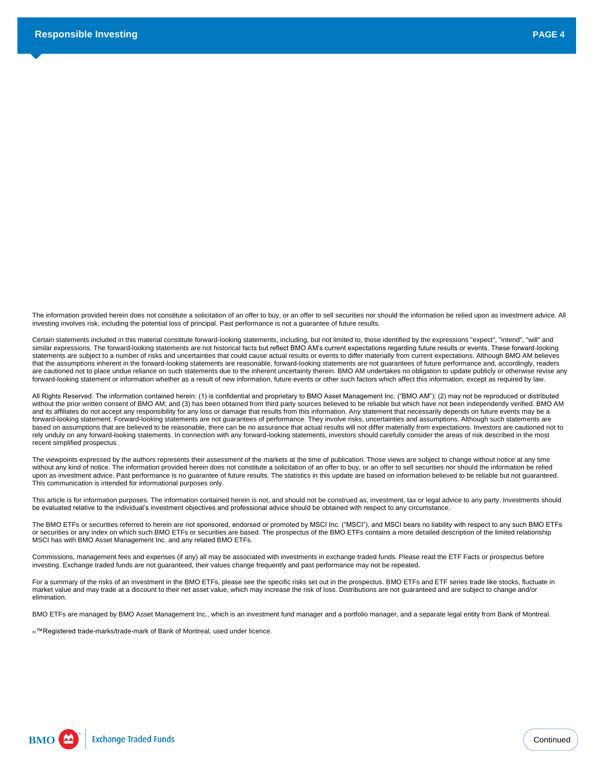The information provided herein does not constitute a solicitation of an offer to buy, or an offer to sell securities nor should the information be relied upon as investment advice. All investing involves risk, including the potential loss of principal. Past performance is not a guarantee of future results.

Certain statements included in this material constitute forward-looking statements, including, but not limited to, those identified by the expressions "expect", "intend", "will" and similar expressions. The forward-looking statements are not historical facts but reflect BMO AM's current expectations regarding future results or events. These forward-looking statements are subject to a number of risks and uncertainties that could cause actual results or events to differ materially from current expectations. Although BMO AM believes that the assumptions inherent in the forward-looking statements are reasonable, forward-looking statements are not guarantees of future performance and, accordingly, readers are cautioned not to place undue reliance on such statements due to the inherent uncertainty therein. BMO AM undertakes no obligation to update publicly or otherwise revise any forward-looking statement or information whether as a result of new information, future events or other such factors which affect this information, except as required by law.

All Rights Reserved. The information contained herein: (1) is confidential and proprietary to BMO Asset Management Inc. ("BMO AM"); (2) may not be reproduced or distributed without the prior written consent of BMO AM; and (3) has been obtained from third party sources believed to be reliable but which have not been independently verified. BMO AM and its affiliates do not accept any responsibility for any loss or damage that results from this information. Any statement that necessarily depends on future events may be a forward-looking statement. Forward-looking statements are not guarantees of performance. They involve risks, uncertainties and assumptions. Although such statements are based on assumptions that are believed to be reasonable, there can be no assurance that actual results will not differ materially from expectations. Investors are cautioned not to rely unduly on any forward-looking statements. In connection with any forward-looking statements, investors should carefully consider the areas of risk described in the most recent simplified prospectus.

The viewpoints expressed by the authors represents their assessment of the markets at the time of publication. Those views are subject to change without notice at any time without any kind of notice. The information provided herein does not constitute a solicitation of an offer to buy, or an offer to sell securities nor should the information be relied upon as investment advice. Past performance is no guarantee of future results. The statistics in this update are based on information believed to be reliable but not guaranteed. This communication is intended for informational purposes only.

This article is for information purposes. The information contained herein is not, and should not be construed as, investment, tax or legal advice to any party. Investments should be evaluated relative to the individual's investment objectives and professional advice should be obtained with respect to any circumstance.

The BMO ETFs or securities referred to herein are not sponsored, endorsed or promoted by MSCI Inc. ("MSCI"), and MSCI bears no liability with respect to any such BMO ETFs or securities or any index on which such BMO ETFs or securities are based. The prospectus of the BMO ETFs contains a more detailed description of the limited relationship MSCI has with BMO Asset Management Inc. and any related BMO ETFs.

Commissions, management fees and expenses (if any) all may be associated with investments in exchange traded funds. Please read the ETF Facts or prospectus before investing. Exchange traded funds are not guaranteed, their values change frequently and past performance may not be repeated.

For a summary of the risks of an investment in the BMO ETFs, please see the specific risks set out in the prospectus. BMO ETFs and ETF series trade like stocks, fluctuate in market value and may trade at a discount to their net asset value, which may increase the risk of loss. Distributions are not guaranteed and are subject to change and/or elimination.

BMO ETFs are managed by BMO Asset Management Inc., which is an investment fund manager and a portfolio manager, and a separate legal entity from Bank of Montreal.

®/™Registered trade-marks/trade-mark of Bank of Montreal, used under licence.